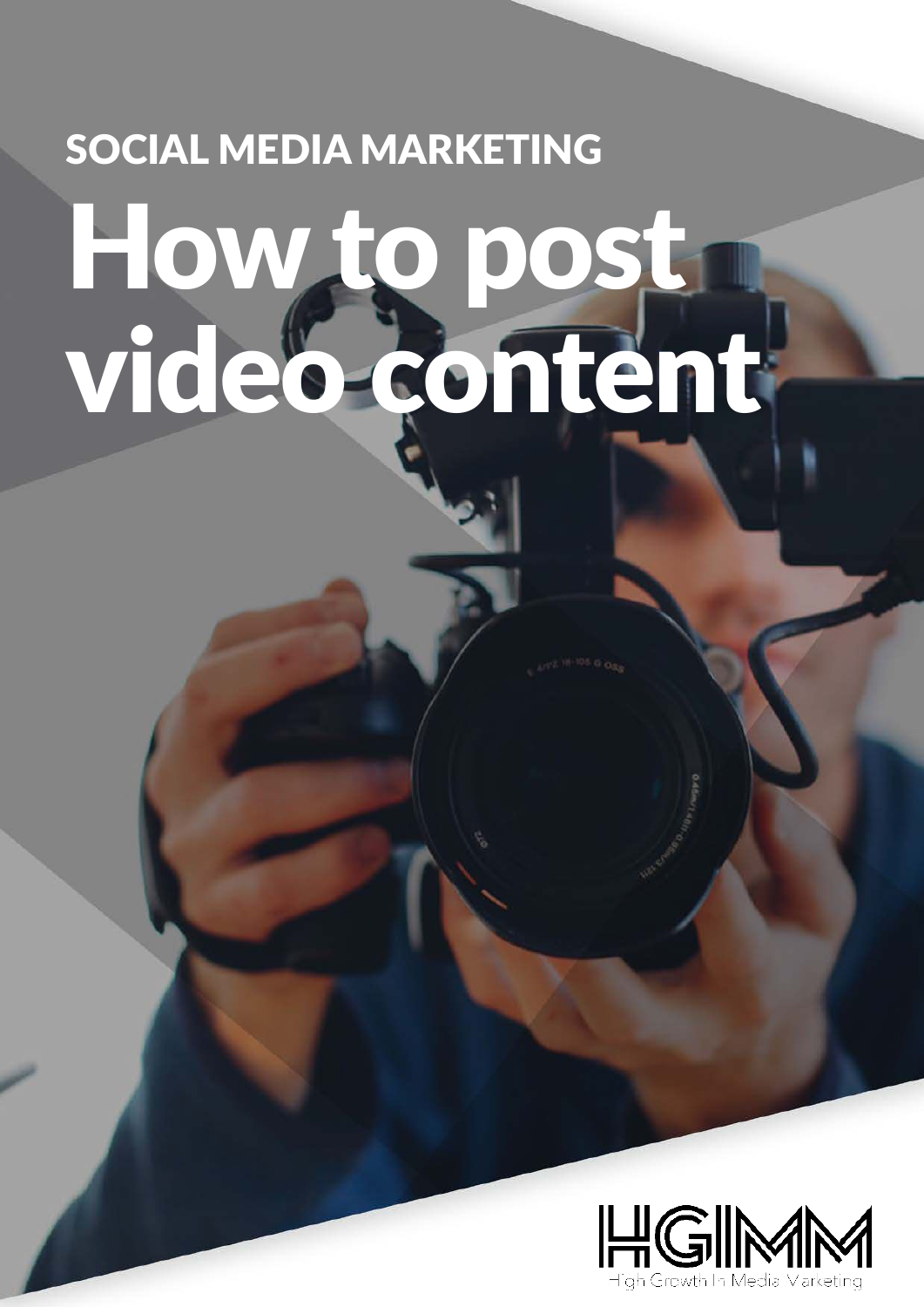SOCIAL MEDIA MARKETING

# How to post video content

HGIMM

High Growth In Media Marketing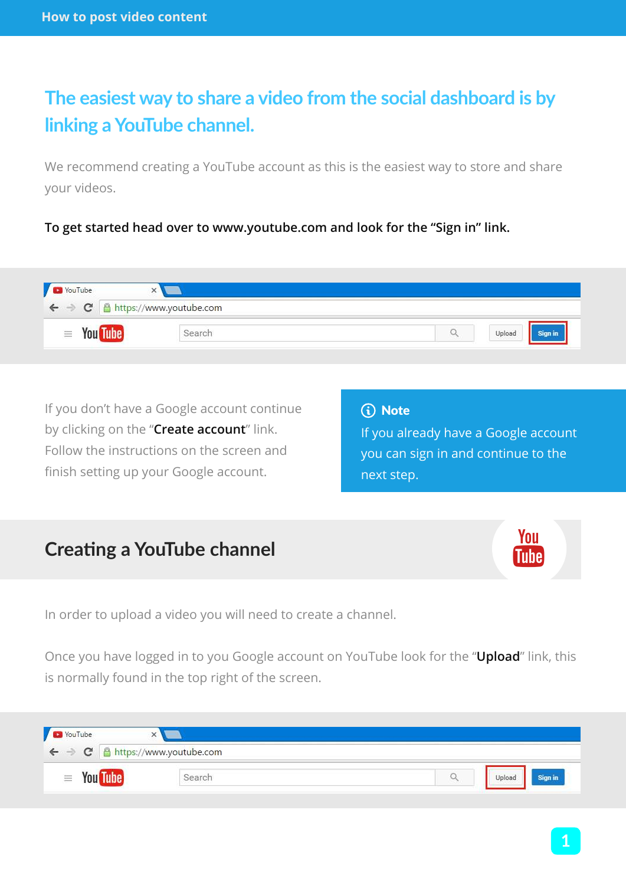# The easiest way to share a video from the social dashboard is by linking a YouTube channel.

We recommend creating a YouTube account as this is the easiest way to store and share your videos.

**To get started head over to www.youtube.com and look for the "Sign in" link.**

If you don't have a Google account continue by clicking on the "**Create account**" link. Follow the instructions on the screen and finish setting up your Google account.

> **Note**
> If you already have a Google account you can sign in and continue to the next step.

## Creating a YouTube channel

In order to upload a video you will need to create a channel.

Once you have logged in to you Google account on YouTube look for the "**Upload**" link, this is normally found in the top right of the screen.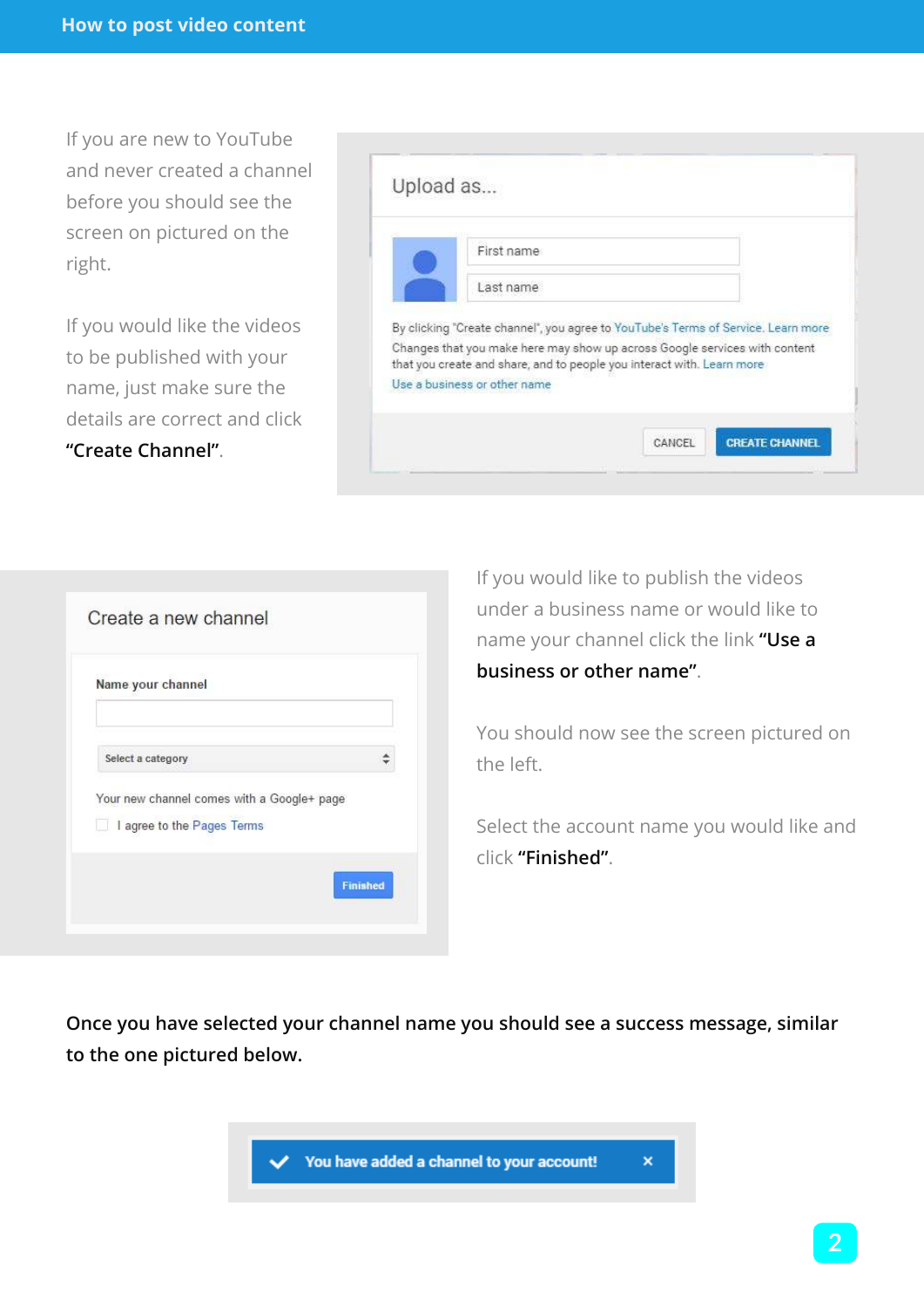If you are new to YouTube and never created a channel before you should see the screen on pictured on the right.

If you would like the videos to be published with your name, just make sure the details are correct and click **"Create Channel"**.

If you would like to publish the videos under a business name or would like to name your channel click the link **"Use a business or other name"**.

You should now see the screen pictured on the left.

Select the account name you would like and click **"Finished"**.

**Once you have selected your channel name you should see a success message, similar to the one pictured below.**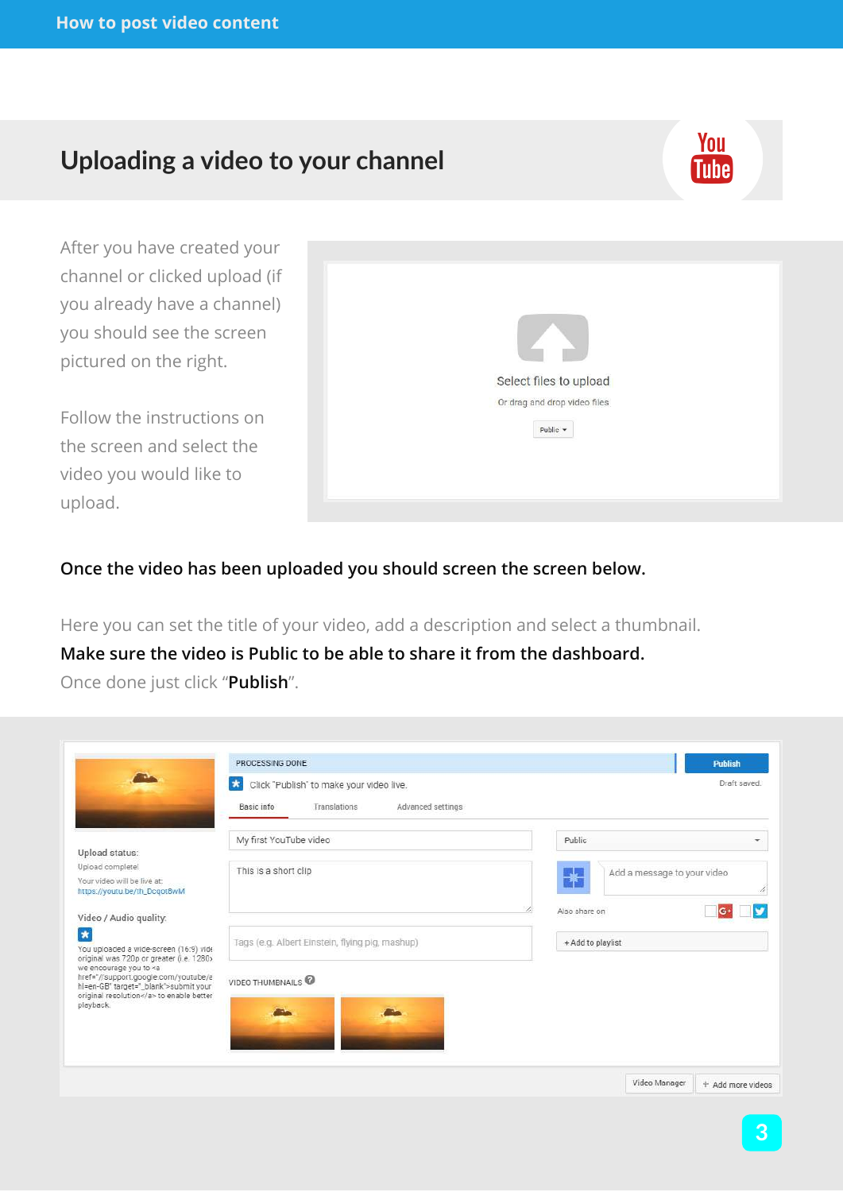## Uploading a video to your channel

After you have created your channel or clicked upload (if you already have a channel) you should see the screen pictured on the right.

Follow the instructions on the screen and select the video you would like to upload.

**Once the video has been uploaded you should screen the screen below.**

Here you can set the title of your video, add a description and select a thumbnail.
**Make sure the video is Public to be able to share it from the dashboard.**
Once done just click "**Publish**".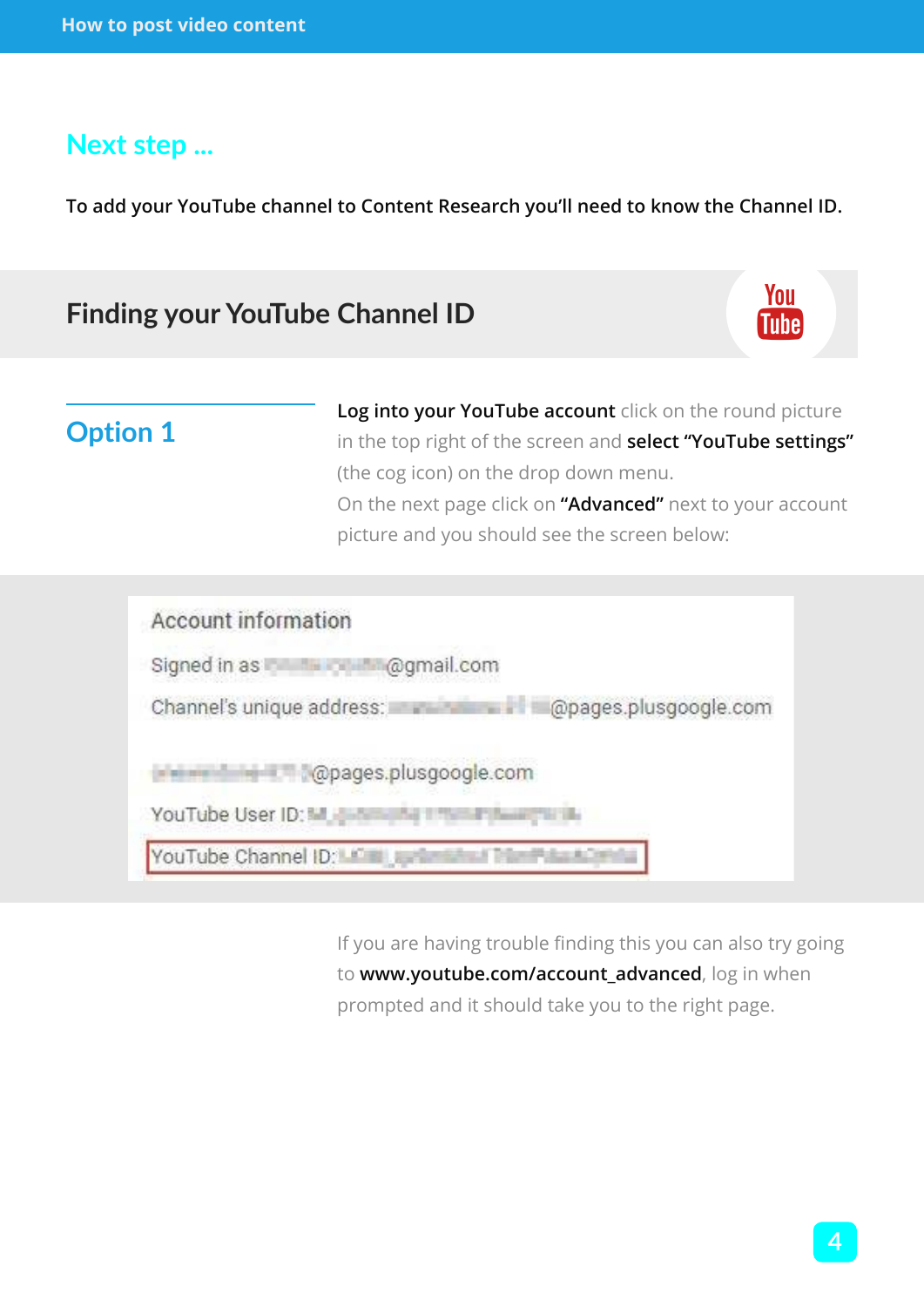## Next step ...

To add your YouTube channel to Content Research you'll need to know the Channel ID.

## Finding your YouTube Channel ID

### Option 1

**Log into your YouTube account** click on the round picture in the top right of the screen and **select "YouTube settings"** (the cog icon) on the drop down menu.

On the next page click on **"Advanced"** next to your account picture and you should see the screen below:

Account information

Signed in as @gmail.com

Channel's unique address: @pages.plusgoogle.com

@pages.plusgoogle.com

YouTube User ID:

YouTube Channel ID:

If you are having trouble finding this you can also try going to **www.youtube.com/account_advanced**, log in when prompted and it should take you to the right page.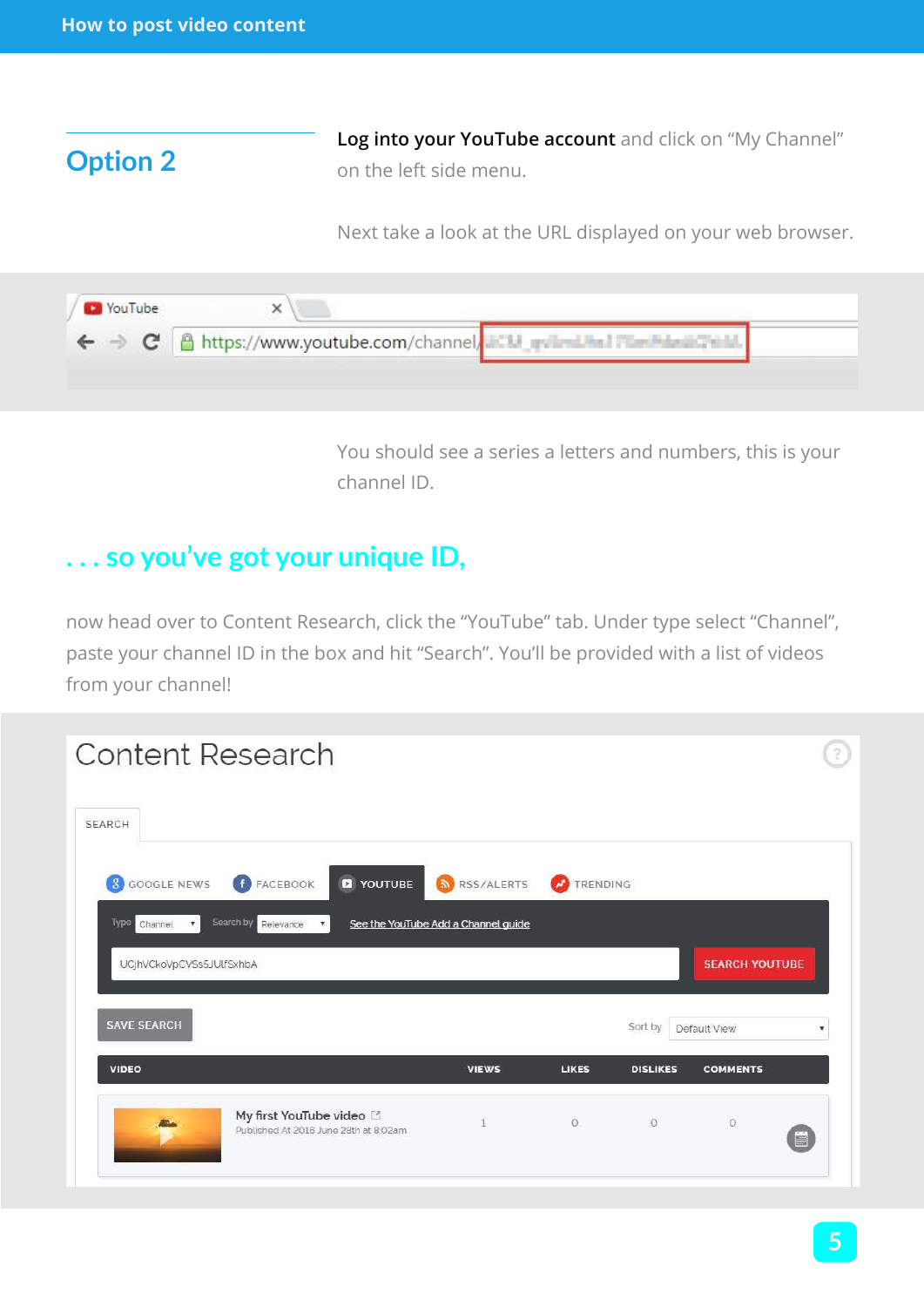## Option 2

**Log into your YouTube account** and click on "My Channel" on the left side menu.

Next take a look at the URL displayed on your web browser.

You should see a series a letters and numbers, this is your channel ID.

## . . . so you've got your unique ID,

now head over to Content Research, click the "YouTube" tab. Under type select "Channel", paste your channel ID in the box and hit "Search". You'll be provided with a list of videos from your channel!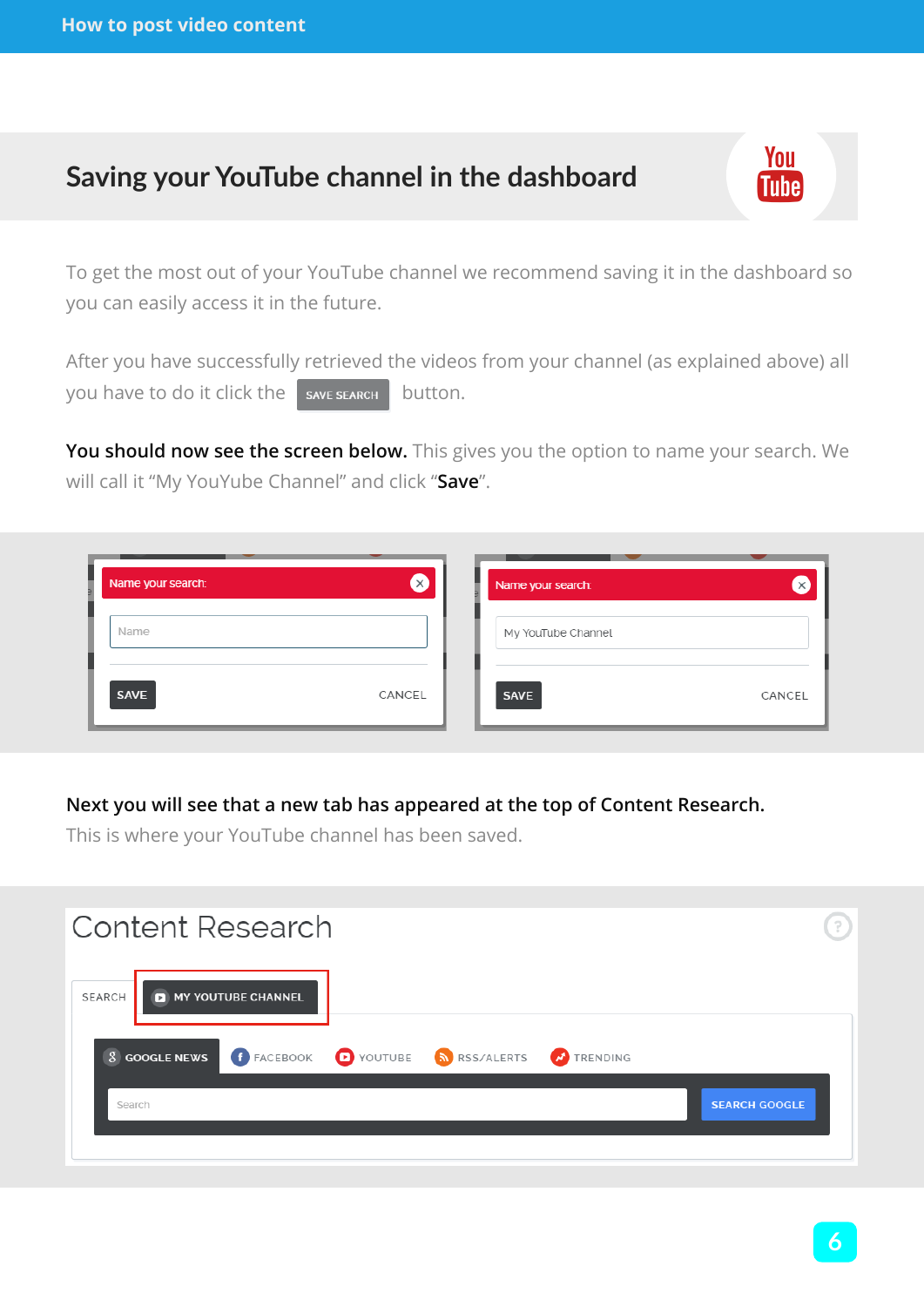## Saving your YouTube channel in the dashboard

To get the most out of your YouTube channel we recommend saving it in the dashboard so you can easily access it in the future.

After you have successfully retrieved the videos from your channel (as explained above) all you have to do it click the SAVE SEARCH button.

**You should now see the screen below.** This gives you the option to name your search. We will call it "My YouYube Channel" and click "**Save**".

**Next you will see that a new tab has appeared at the top of Content Research.**
This is where your YouTube channel has been saved.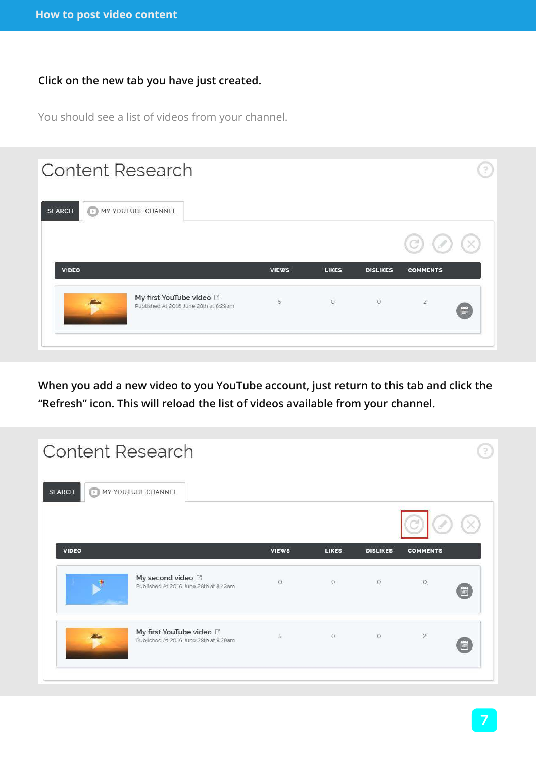Click on the new tab you have just created.

You should see a list of videos from your channel.

Content Research

SEARCH | MY YOUTUBE CHANNEL

| VIDEO | VIEWS | LIKES | DISLIKES | COMMENTS |
| --- | --- | --- | --- | --- |
| My first YouTube video<br>Published At 2016 June 28th at 8:29am | 5 | 0 | 0 | 2 |

When you add a new video to you YouTube account, just return to this tab and click the "Refresh" icon. This will reload the list of videos available from your channel.

Content Research

SEARCH | MY YOUTUBE CHANNEL

| VIDEO | VIEWS | LIKES | DISLIKES | COMMENTS |
| --- | --- | --- | --- | --- |
| My second video<br>Published At 2016 June 28th at 8:43am | 0 | 0 | 0 | 0 |
| My first YouTube video<br>Published At 2016 June 28th at 8:29am | 5 | 0 | 0 | 2 |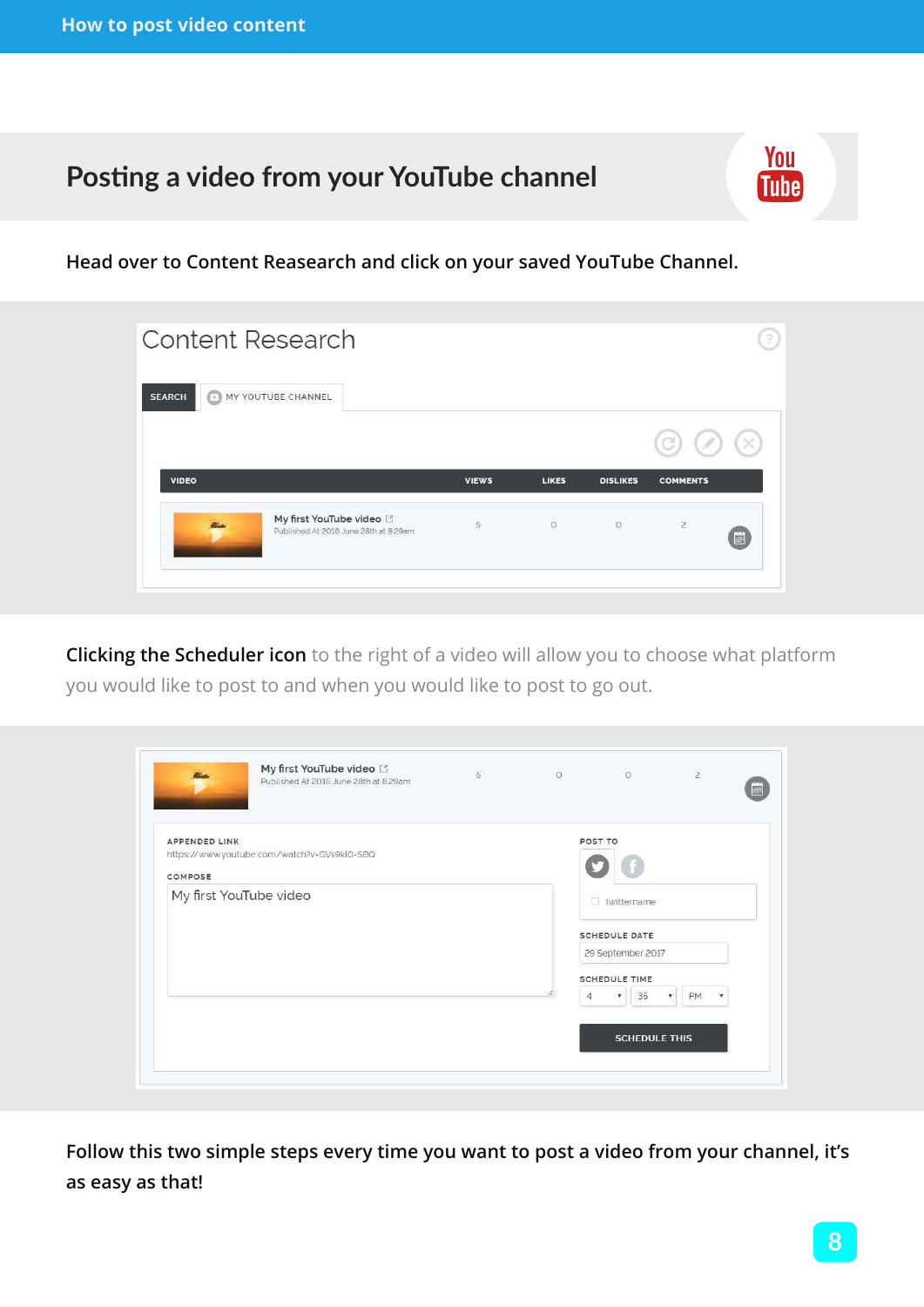## Posting a video from your YouTube channel

**Head over to Content Reasearch and click on your saved YouTube Channel.**

**Clicking the Scheduler icon** to the right of a video will allow you to choose what platform you would like to post to and when you would like to post to go out.

**Follow this two simple steps every time you want to post a video from your channel, it's as easy as that!**